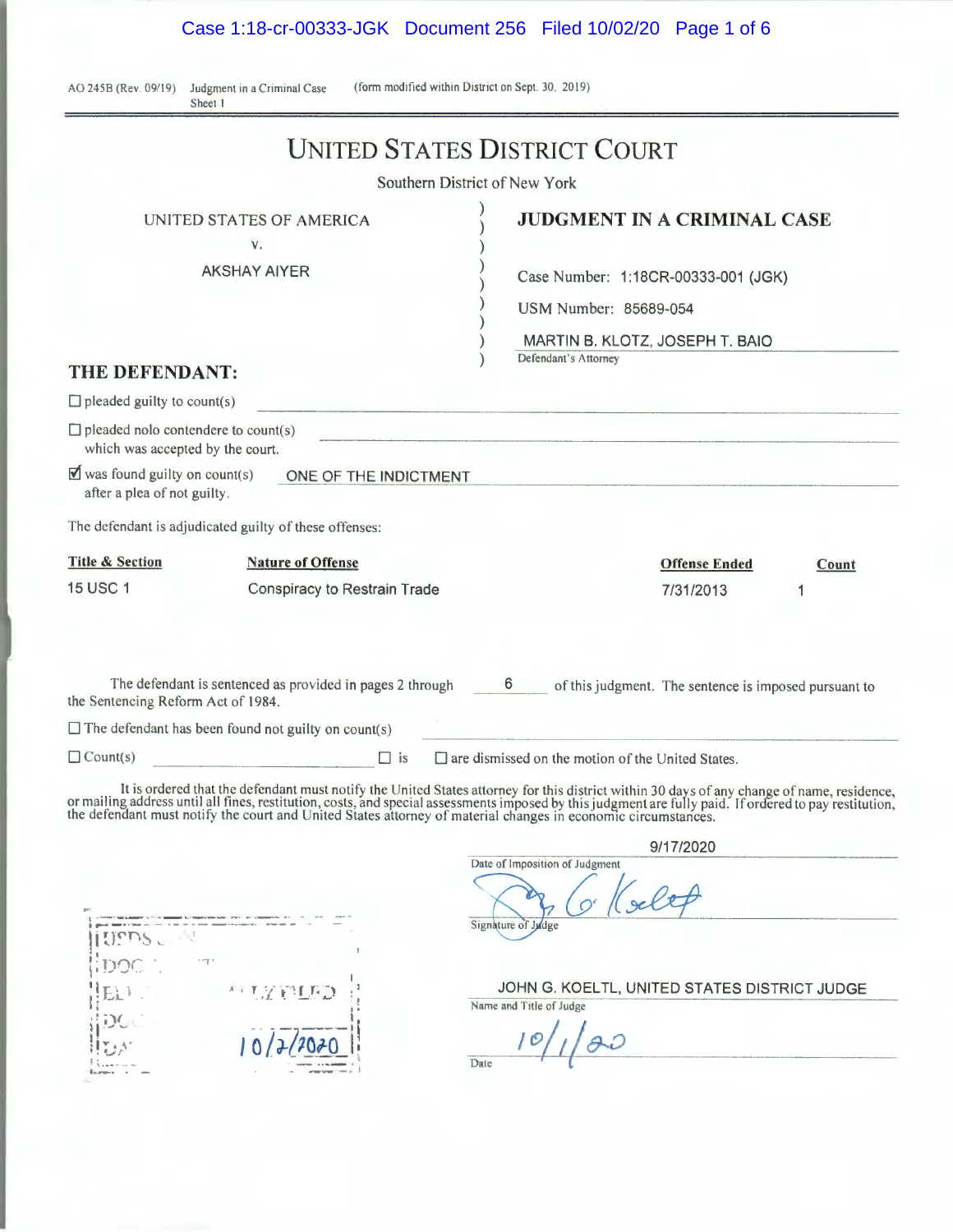AO 245B (Rev. 09/19) Judgment in a Criminal Case (form modified within District on Sept. 30, 2019)
Sheet 1

# UNITED STATES DISTRICT COURT

Southern District of New York

UNITED STATES OF AMERICA
v.
AKSHAY AIYER

**JUDGMENT IN A CRIMINAL CASE**

Case Number: 1:18CR-00333-001 (JGK)

USM Number: 85689-054

MARTIN B. KLOTZ, JOSEPH T. BAIO
Defendant's Attorney

**THE DEFENDANT:**

☐ pleaded guilty to count(s)

☐ pleaded nolo contendere to count(s) which was accepted by the court.

☑ was found guilty on count(s) ONE OF THE INDICTMENT after a plea of not guilty.

The defendant is adjudicated guilty of these offenses:

| Title & Section | Nature of Offense | Offense Ended | Count |
|---|---|---|---|
| 15 USC 1 | Conspiracy to Restrain Trade | 7/31/2013 | 1 |

The defendant is sentenced as provided in pages 2 through 6 of this judgment. The sentence is imposed pursuant to the Sentencing Reform Act of 1984.

☐ The defendant has been found not guilty on count(s)

☐ Count(s) ☐ is ☐ are dismissed on the motion of the United States.

It is ordered that the defendant must notify the United States attorney for this district within 30 days of any change of name, residence, or mailing address until all fines, restitution, costs, and special assessments imposed by this judgment are fully paid. If ordered to pay restitution, the defendant must notify the court and United States attorney of material changes in economic circumstances.

9/17/2020
Date of Imposition of Judgment

Signature of Judge

JOHN G. KOELTL, UNITED STATES DISTRICT JUDGE
Name and Title of Judge

10/1/20
Date

USDS SDNY
DOCUMENT
ELECTRONICALLY FILED
DOC #:
DATE FILED: 10/2/2020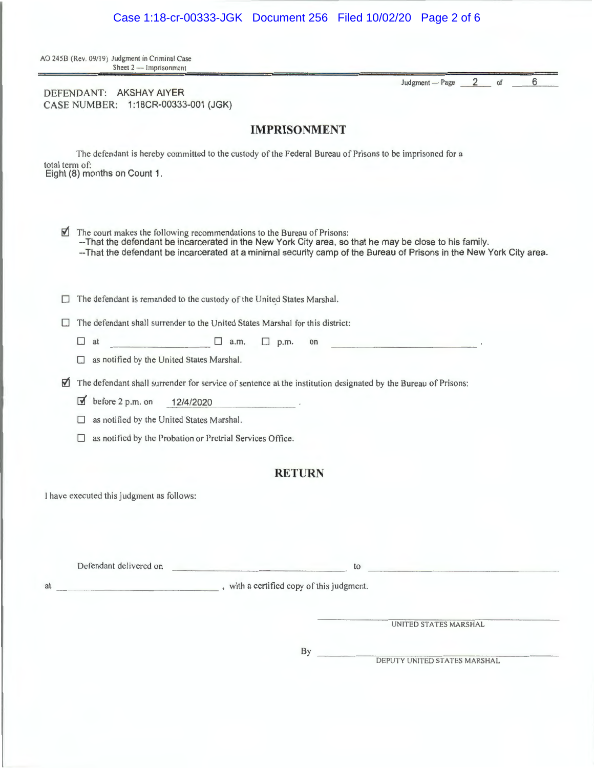AO 245B (Rev. 09/19) Judgment in Criminal Case
Sheet 2 — Imprisonment

Judgment — Page 2 of 6

DEFENDANT: AKSHAY AIYER
CASE NUMBER: 1:18CR-00333-001 (JGK)

## IMPRISONMENT

The defendant is hereby committed to the custody of the Federal Bureau of Prisons to be imprisoned for a total term of:
Eight (8) months on Count 1.

☑ The court makes the following recommendations to the Bureau of Prisons:
--That the defendant be incarcerated in the New York City area, so that he may be close to his family.
--That the defendant be incarcerated at a minimal security camp of the Bureau of Prisons in the New York City area.

☐ The defendant is remanded to the custody of the United States Marshal.

☐ The defendant shall surrender to the United States Marshal for this district:

☐ at ____________ ☐ a.m. ☐ p.m. on ____________ .

☐ as notified by the United States Marshal.

☑ The defendant shall surrender for service of sentence at the institution designated by the Bureau of Prisons:

☑ before 2 p.m. on 12/4/2020 .

☐ as notified by the United States Marshal.

☐ as notified by the Probation or Pretrial Services Office.

## RETURN

I have executed this judgment as follows:

Defendant delivered on ____________ to ____________

at ____________ , with a certified copy of this judgment.

____________
UNITED STATES MARSHAL

By ____________
DEPUTY UNITED STATES MARSHAL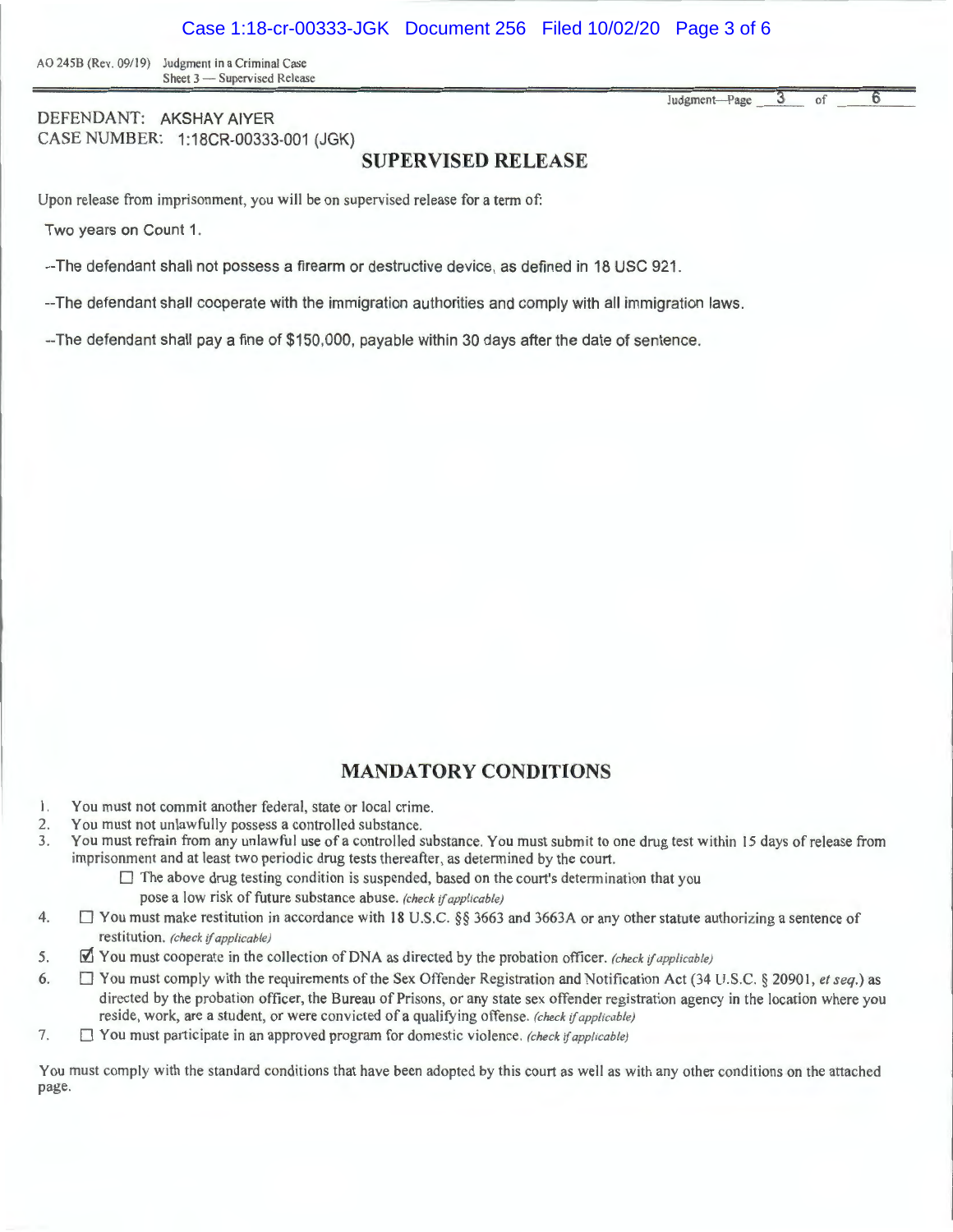AO 245B (Rev. 09/19) Judgment in a Criminal Case
Sheet 3 — Supervised Release

Judgment—Page 3 of 6

DEFENDANT: AKSHAY AIYER
CASE NUMBER: 1:18CR-00333-001 (JGK)

## SUPERVISED RELEASE

Upon release from imprisonment, you will be on supervised release for a term of:

Two years on Count 1.

--The defendant shall not possess a firearm or destructive device, as defined in 18 USC 921.

--The defendant shall cooperate with the immigration authorities and comply with all immigration laws.

--The defendant shall pay a fine of $150,000, payable within 30 days after the date of sentence.

## MANDATORY CONDITIONS

1. You must not commit another federal, state or local crime.
2. You must not unlawfully possess a controlled substance.
3. You must refrain from any unlawful use of a controlled substance. You must submit to one drug test within 15 days of release from imprisonment and at least two periodic drug tests thereafter, as determined by the court.
   ☐ The above drug testing condition is suspended, based on the court's determination that you pose a low risk of future substance abuse. *(check if applicable)*
4. ☐ You must make restitution in accordance with 18 U.S.C. §§ 3663 and 3663A or any other statute authorizing a sentence of restitution. *(check if applicable)*
5. ☑ You must cooperate in the collection of DNA as directed by the probation officer. *(check if applicable)*
6. ☐ You must comply with the requirements of the Sex Offender Registration and Notification Act (34 U.S.C. § 20901, *et seq.*) as directed by the probation officer, the Bureau of Prisons, or any state sex offender registration agency in the location where you reside, work, are a student, or were convicted of a qualifying offense. *(check if applicable)*
7. ☐ You must participate in an approved program for domestic violence. *(check if applicable)*

You must comply with the standard conditions that have been adopted by this court as well as with any other conditions on the attached page.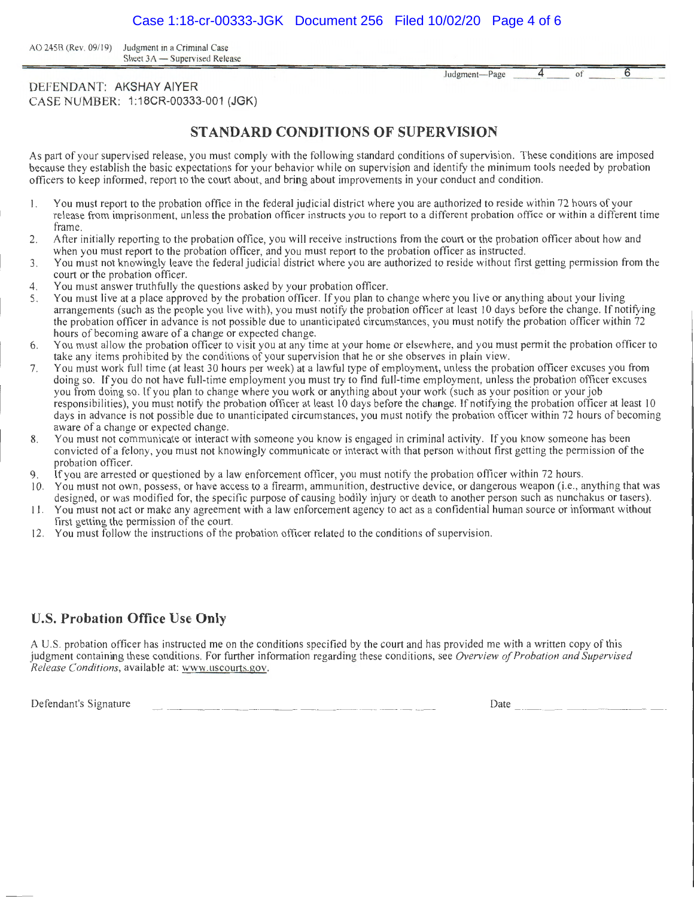AO 245B (Rev. 09/19) Judgment in a Criminal Case
Sheet 3A — Supervised Release

DEFENDANT: AKSHAY AIYER
CASE NUMBER: 1:18CR-00333-001 (JGK)

## STANDARD CONDITIONS OF SUPERVISION

As part of your supervised release, you must comply with the following standard conditions of supervision. These conditions are imposed because they establish the basic expectations for your behavior while on supervision and identify the minimum tools needed by probation officers to keep informed, report to the court about, and bring about improvements in your conduct and condition.

1. You must report to the probation office in the federal judicial district where you are authorized to reside within 72 hours of your release from imprisonment, unless the probation officer instructs you to report to a different probation office or within a different time frame.
2. After initially reporting to the probation office, you will receive instructions from the court or the probation officer about how and when you must report to the probation officer, and you must report to the probation officer as instructed.
3. You must not knowingly leave the federal judicial district where you are authorized to reside without first getting permission from the court or the probation officer.
4. You must answer truthfully the questions asked by your probation officer.
5. You must live at a place approved by the probation officer. If you plan to change where you live or anything about your living arrangements (such as the people you live with), you must notify the probation officer at least 10 days before the change. If notifying the probation officer in advance is not possible due to unanticipated circumstances, you must notify the probation officer within 72 hours of becoming aware of a change or expected change.
6. You must allow the probation officer to visit you at any time at your home or elsewhere, and you must permit the probation officer to take any items prohibited by the conditions of your supervision that he or she observes in plain view.
7. You must work full time (at least 30 hours per week) at a lawful type of employment, unless the probation officer excuses you from doing so. If you do not have full-time employment you must try to find full-time employment, unless the probation officer excuses you from doing so. If you plan to change where you work or anything about your work (such as your position or your job responsibilities), you must notify the probation officer at least 10 days before the change. If notifying the probation officer at least 10 days in advance is not possible due to unanticipated circumstances, you must notify the probation officer within 72 hours of becoming aware of a change or expected change.
8. You must not communicate or interact with someone you know is engaged in criminal activity. If you know someone has been convicted of a felony, you must not knowingly communicate or interact with that person without first getting the permission of the probation officer.
9. If you are arrested or questioned by a law enforcement officer, you must notify the probation officer within 72 hours.
10. You must not own, possess, or have access to a firearm, ammunition, destructive device, or dangerous weapon (i.e., anything that was designed, or was modified for, the specific purpose of causing bodily injury or death to another person such as nunchakus or tasers).
11. You must not act or make any agreement with a law enforcement agency to act as a confidential human source or informant without first getting the permission of the court.
12. You must follow the instructions of the probation officer related to the conditions of supervision.

## U.S. Probation Office Use Only

A U.S. probation officer has instructed me on the conditions specified by the court and has provided me with a written copy of this judgment containing these conditions. For further information regarding these conditions, see *Overview of Probation and Supervised Release Conditions*, available at: www.uscourts.gov.

Defendant's Signature \_\_\_\_\_\_\_\_\_\_\_\_\_\_\_\_\_\_\_\_\_\_\_\_\_\_\_\_\_\_ Date \_\_\_\_\_\_\_\_\_\_\_\_\_\_\_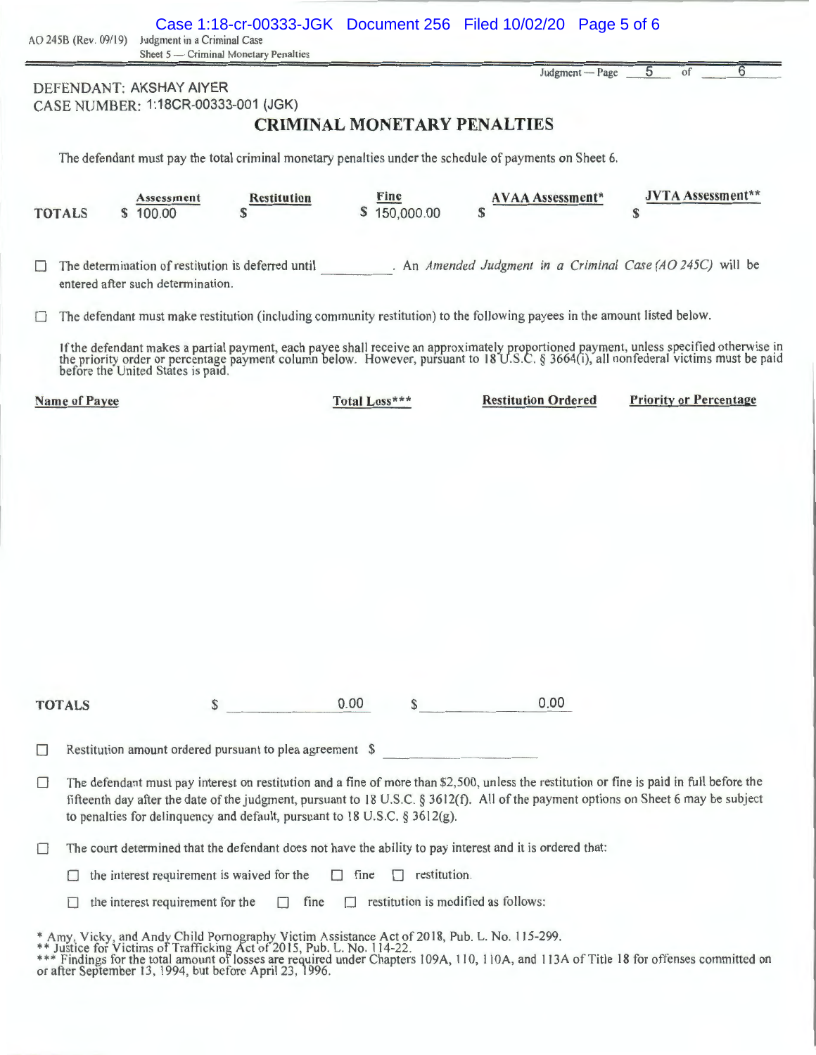AO 245B (Rev. 09/19) Judgment in a Criminal Case
Sheet 5 — Criminal Monetary Penalties

DEFENDANT: AKSHAY AIYER
CASE NUMBER: 1:18CR-00333-001 (JGK)

## CRIMINAL MONETARY PENALTIES

The defendant must pay the total criminal monetary penalties under the schedule of payments on Sheet 6.

| | Assessment | Restitution | Fine | AVAA Assessment* | JVTA Assessment** |
|---|---|---|---|---|---|
| **TOTALS** | $ 100.00 | $ | $ 150,000.00 | $ | $ |

☐ The determination of restitution is deferred until __________ . An *Amended Judgment in a Criminal Case (AO 245C)* will be entered after such determination.

☐ The defendant must make restitution (including community restitution) to the following payees in the amount listed below.

If the defendant makes a partial payment, each payee shall receive an approximately proportioned payment, unless specified otherwise in the priority order or percentage payment column below. However, pursuant to 18 U.S.C. § 3664(i), all nonfederal victims must be paid before the United States is paid.

| Name of Payee | Total Loss*** | Restitution Ordered | Priority or Percentage |
|---|---|---|---|
| | | | |
| **TOTALS** | $ 0.00 | $ 0.00 | |

☐ Restitution amount ordered pursuant to plea agreement $ __________

☐ The defendant must pay interest on restitution and a fine of more than $2,500, unless the restitution or fine is paid in full before the fifteenth day after the date of the judgment, pursuant to 18 U.S.C. § 3612(f). All of the payment options on Sheet 6 may be subject to penalties for delinquency and default, pursuant to 18 U.S.C. § 3612(g).

☐ The court determined that the defendant does not have the ability to pay interest and it is ordered that:

☐ the interest requirement is waived for the ☐ fine ☐ restitution.

☐ the interest requirement for the ☐ fine ☐ restitution is modified as follows:

\* Amy, Vicky, and Andy Child Pornography Victim Assistance Act of 2018, Pub. L. No. 115-299.
\*\* Justice for Victims of Trafficking Act of 2015, Pub. L. No. 114-22.
\*\*\* Findings for the total amount of losses are required under Chapters 109A, 110, 110A, and 113A of Title 18 for offenses committed on or after September 13, 1994, but before April 23, 1996.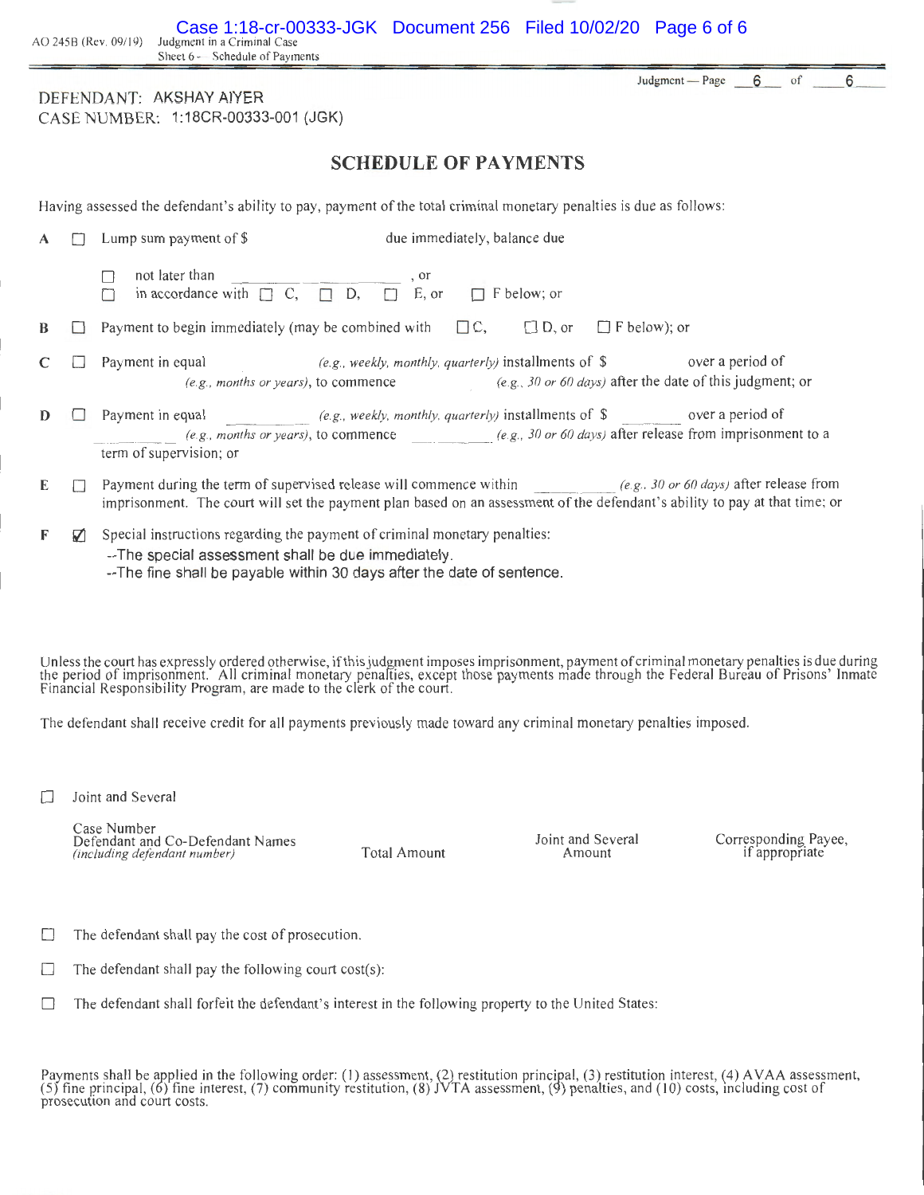AO 245B (Rev. 09/19) Judgment in a Criminal Case
Sheet 6 — Schedule of Payments

Judgment — Page 6 of 6

DEFENDANT: AKSHAY AIYER
CASE NUMBER: 1:18CR-00333-001 (JGK)

## SCHEDULE OF PAYMENTS

Having assessed the defendant's ability to pay, payment of the total criminal monetary penalties is due as follows:

**A** ☐ Lump sum payment of $ ________ due immediately, balance due

☐ not later than ________, or
☐ in accordance with ☐ C, ☐ D, ☐ E, or ☐ F below; or

**B** ☐ Payment to begin immediately (may be combined with ☐ C, ☐ D, or ☐ F below); or

**C** ☐ Payment in equal ________ *(e.g., weekly, monthly, quarterly)* installments of $ ________ over a period of ________ *(e.g., months or years)*, to commence ________ *(e.g., 30 or 60 days)* after the date of this judgment; or

**D** ☐ Payment in equal ________ *(e.g., weekly, monthly, quarterly)* installments of $ ________ over a period of ________ *(e.g., months or years)*, to commence ________ *(e.g., 30 or 60 days)* after release from imprisonment to a term of supervision; or

**E** ☐ Payment during the term of supervised release will commence within ________ *(e.g., 30 or 60 days)* after release from imprisonment. The court will set the payment plan based on an assessment of the defendant's ability to pay at that time; or

**F** ☑ Special instructions regarding the payment of criminal monetary penalties:
--The special assessment shall be due immediately.
--The fine shall be payable within 30 days after the date of sentence.

Unless the court has expressly ordered otherwise, if this judgment imposes imprisonment, payment of criminal monetary penalties is due during the period of imprisonment. All criminal monetary penalties, except those payments made through the Federal Bureau of Prisons' Inmate Financial Responsibility Program, are made to the clerk of the court.

The defendant shall receive credit for all payments previously made toward any criminal monetary penalties imposed.

☐ Joint and Several

| Case Number Defendant and Co-Defendant Names *(including defendant number)* | Total Amount | Joint and Several Amount | Corresponding Payee, if appropriate |
|---|---|---|---|

☐ The defendant shall pay the cost of prosecution.

☐ The defendant shall pay the following court cost(s):

☐ The defendant shall forfeit the defendant's interest in the following property to the United States:

Payments shall be applied in the following order: (1) assessment, (2) restitution principal, (3) restitution interest, (4) AVAA assessment, (5) fine principal, (6) fine interest, (7) community restitution, (8) JVTA assessment, (9) penalties, and (10) costs, including cost of prosecution and court costs.